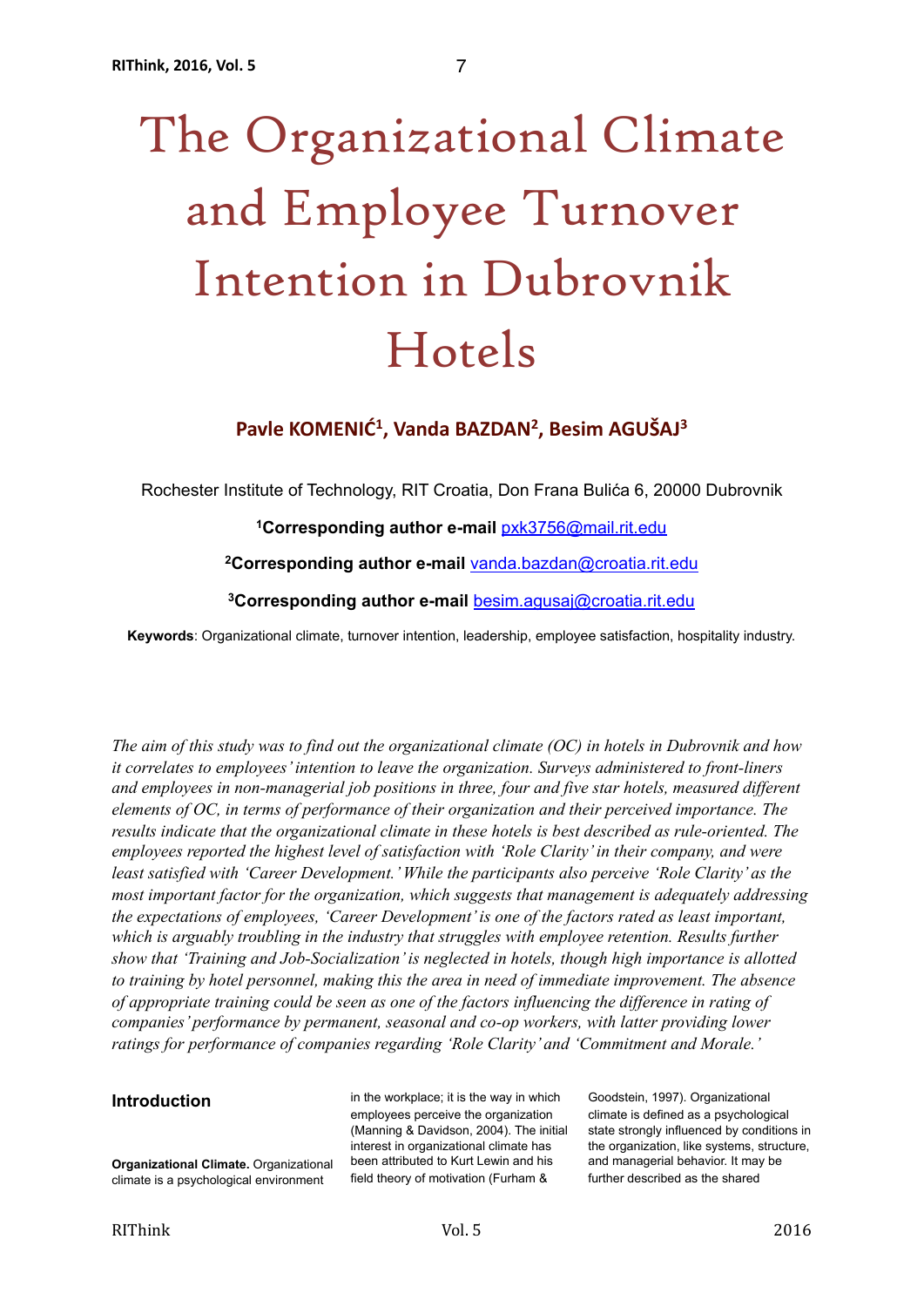# The Organizational Climate and Employee Turnover Intention in Dubrovnik Hotels

**Pavle KOMENIĆ[1], Vanda BAZDAN[2], Besim AGUŠAJ[3]**

Rochester Institute of Technology, RIT Croatia, Don Frana Bulića 6, 20000 Dubrovnik

**[1]Corresponding author e-mail** pxk3756@mail.rit.edu

**[2]Corresponding author e-mail** vanda.bazdan@croatia.rit.edu

**[3]Corresponding author e-mail** besim.agusaj@croatia.rit.edu

**Keywords**: Organizational climate, turnover intention, leadership, employee satisfaction, hospitality industry.

*The aim of this study was to find out the organizational climate (OC) in hotels in Dubrovnik and how it correlates to employees' intention to leave the organization. Surveys administered to front-liners and employees in non-managerial job positions in three, four and five star hotels, measured different elements of OC, in terms of performance of their organization and their perceived importance. The results indicate that the organizational climate in these hotels is best described as rule-oriented. The employees reported the highest level of satisfaction with 'Role Clarity' in their company, and were least satisfied with 'Career Development.' While the participants also perceive 'Role Clarity' as the most important factor for the organization, which suggests that management is adequately addressing the expectations of employees, 'Career Development' is one of the factors rated as least important, which is arguably troubling in the industry that struggles with employee retention. Results further show that 'Training and Job-Socialization' is neglected in hotels, though high importance is allotted to training by hotel personnel, making this the area in need of immediate improvement. The absence of appropriate training could be seen as one of the factors influencing the difference in rating of companies' performance by permanent, seasonal and co-op workers, with latter providing lower ratings for performance of companies regarding 'Role Clarity' and 'Commitment and Morale.'*

## Introduction

**Organizational Climate.** Organizational climate is a psychological environment in the workplace; it is the way in which employees perceive the organization (Manning & Davidson, 2004). The initial interest in organizational climate has been attributed to Kurt Lewin and his field theory of motivation (Furham & Goodstein, 1997). Organizational climate is defined as a psychological state strongly influenced by conditions in the organization, like systems, structure, and managerial behavior. It may be further described as the shared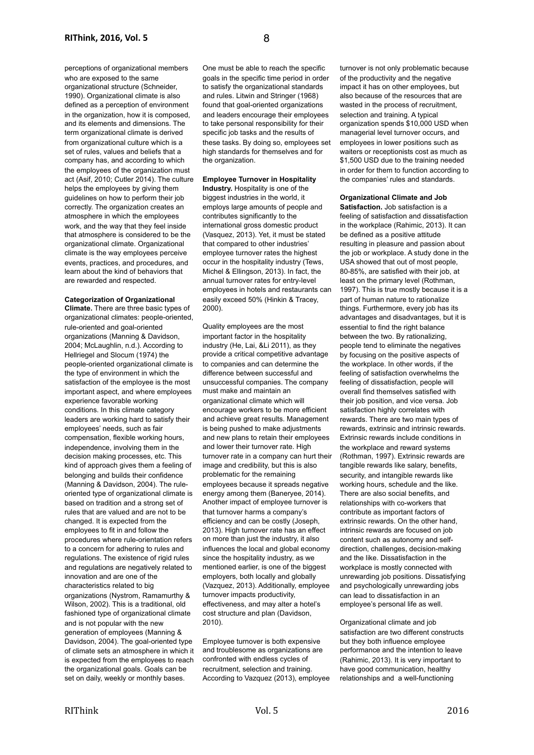perceptions of organizational members who are exposed to the same organizational structure (Schneider, 1990). Organizational climate is also defined as a perception of environment in the organization, how it is composed, and its elements and dimensions. The term organizational climate is derived from organizational culture which is a set of rules, values and beliefs that a company has, and according to which the employees of the organization must act (Asif, 2010; Cutler 2014). The culture helps the employees by giving them guidelines on how to perform their job correctly. The organization creates an atmosphere in which the employees work, and the way that they feel inside that atmosphere is considered to be the organizational climate. Organizational climate is the way employees perceive events, practices, and procedures, and learn about the kind of behaviors that are rewarded and respected.

**Categorization of Organizational Climate.** There are three basic types of organizational climates: people-oriented, rule-oriented and goal-oriented organizations (Manning & Davidson, 2004; McLaughlin, n.d.). According to Hellriegel and Slocum (1974) the people-oriented organizational climate is the type of environment in which the satisfaction of the employee is the most important aspect, and where employees experience favorable working conditions. In this climate category leaders are working hard to satisfy their employees' needs, such as fair compensation, flexible working hours, independence, involving them in the decision making processes, etc. This kind of approach gives them a feeling of belonging and builds their confidence (Manning & Davidson, 2004). The rule-oriented type of organizational climate is based on tradition and a strong set of rules that are valued and are not to be changed. It is expected from the employees to fit in and follow the procedures where rule-orientation refers to a concern for adhering to rules and regulations. The existence of rigid rules and regulations are negatively related to innovation and are one of the characteristics related to big organizations (Nystrom, Ramamurthy & Wilson, 2002). This is a traditional, old fashioned type of organizational climate and is not popular with the new generation of employees (Manning & Davidson, 2004). The goal-oriented type of climate sets an atmosphere in which it is expected from the employees to reach the organizational goals. Goals can be set on daily, weekly or monthly bases. One must be able to reach the specific goals in the specific time period in order to satisfy the organizational standards and rules. Litwin and Stringer (1968) found that goal-oriented organizations and leaders encourage their employees to take personal responsibility for their specific job tasks and the results of these tasks. By doing so, employees set high standards for themselves and for the organization.

**Employee Turnover in Hospitality Industry.** Hospitality is one of the biggest industries in the world, it employs large amounts of people and contributes significantly to the international gross domestic product (Vasquez, 2013). Yet, it must be stated that compared to other industries' employee turnover rates the highest occur in the hospitality industry (Tews, Michel & Ellingson, 2013). In fact, the annual turnover rates for entry-level employees in hotels and restaurants can easily exceed 50% (Hinkin & Tracey, 2000).

Quality employees are the most important factor in the hospitality industry (He, Lai, &Li 2011), as they provide a critical competitive advantage to companies and can determine the difference between successful and unsuccessful companies. The company must make and maintain an organizational climate which will encourage workers to be more efficient and achieve great results. Management is being pushed to make adjustments and new plans to retain their employees and lower their turnover rate. High turnover rate in a company can hurt their image and credibility, but this is also problematic for the remaining employees because it spreads negative energy among them (Baneryee, 2014). Another impact of employee turnover is that turnover harms a company's efficiency and can be costly (Joseph, 2013). High turnover rate has an effect on more than just the industry, it also influences the local and global economy since the hospitality industry, as we mentioned earlier, is one of the biggest employers, both locally and globally (Vazquez, 2013). Additionally, employee turnover impacts productivity, effectiveness, and may alter a hotel's cost structure and plan (Davidson, 2010).

Employee turnover is both expensive and troublesome as organizations are confronted with endless cycles of recruitment, selection and training. According to Vazquez (2013), employee turnover is not only problematic because of the productivity and the negative impact it has on other employees, but also because of the resources that are wasted in the process of recruitment, selection and training. A typical organization spends $10,000 USD when managerial level turnover occurs, and employees in lower positions such as waiters or receptionists cost as much as $1,500 USD due to the training needed in order for them to function according to the companies' rules and standards.

**Organizational Climate and Job Satisfaction.** Job satisfaction is a feeling of satisfaction and dissatisfaction in the workplace (Rahimic, 2013). It can be defined as a positive attitude resulting in pleasure and passion about the job or workplace. A study done in the USA showed that out of most people, 80-85%, are satisfied with their job, at least on the primary level (Rothman, 1997). This is true mostly because it is a part of human nature to rationalize things. Furthermore, every job has its advantages and disadvantages, but it is essential to find the right balance between the two. By rationalizing, people tend to eliminate the negatives by focusing on the positive aspects of the workplace. In other words, if the feeling of satisfaction overwhelms the feeling of dissatisfaction, people will overall find themselves satisfied with their job position, and vice versa. Job satisfaction highly correlates with rewards. There are two main types of rewards, extrinsic and intrinsic rewards. Extrinsic rewards include conditions in the workplace and reward systems (Rothman, 1997). Extrinsic rewards are tangible rewards like salary, benefits, security, and intangible rewards like working hours, schedule and the like. There are also social benefits, and relationships with co-workers that contribute as important factors of extrinsic rewards. On the other hand, intrinsic rewards are focused on job content such as autonomy and self-direction, challenges, decision-making and the like. Dissatisfaction in the workplace is mostly connected with unrewarding job positions. Dissatisfying and psychologically unrewarding jobs can lead to dissatisfaction in an employee's personal life as well.

Organizational climate and job satisfaction are two different constructs but they both influence employee performance and the intention to leave (Rahimic, 2013). It is very important to have good communication, healthy relationships and a well-functioning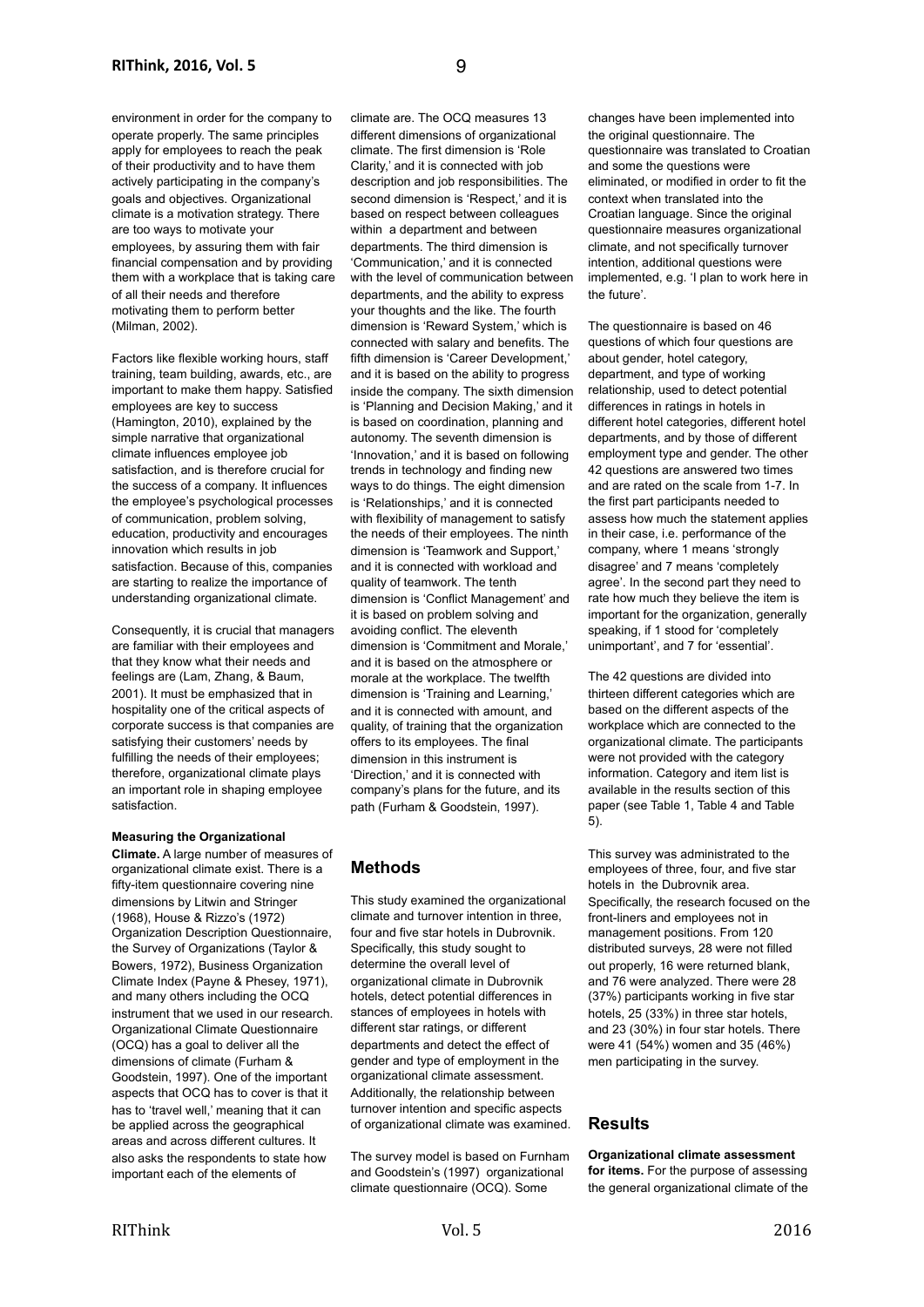environment in order for the company to operate properly. The same principles apply for employees to reach the peak of their productivity and to have them actively participating in the company's goals and objectives. Organizational climate is a motivation strategy. There are too ways to motivate your employees, by assuring them with fair financial compensation and by providing them with a workplace that is taking care of all their needs and therefore motivating them to perform better (Milman, 2002).

Factors like flexible working hours, staff training, team building, awards, etc., are important to make them happy. Satisfied employees are key to success (Hamington, 2010), explained by the simple narrative that organizational climate influences employee job satisfaction, and is therefore crucial for the success of a company. It influences the employee's psychological processes of communication, problem solving, education, productivity and encourages innovation which results in job satisfaction. Because of this, companies are starting to realize the importance of understanding organizational climate.

Consequently, it is crucial that managers are familiar with their employees and that they know what their needs and feelings are (Lam, Zhang, & Baum, 2001). It must be emphasized that in hospitality one of the critical aspects of corporate success is that companies are satisfying their customers' needs by fulfilling the needs of their employees; therefore, organizational climate plays an important role in shaping employee satisfaction.

**Measuring the Organizational Climate.** A large number of measures of organizational climate exist. There is a fifty-item questionnaire covering nine dimensions by Litwin and Stringer (1968), House & Rizzo's (1972) Organization Description Questionnaire, the Survey of Organizations (Taylor & Bowers, 1972), Business Organization Climate Index (Payne & Phesey, 1971), and many others including the OCQ instrument that we used in our research. Organizational Climate Questionnaire (OCQ) has a goal to deliver all the dimensions of climate (Furham & Goodstein, 1997). One of the important aspects that OCQ has to cover is that it has to 'travel well,' meaning that it can be applied across the geographical areas and across different cultures. It also asks the respondents to state how important each of the elements of climate are. The OCQ measures 13 different dimensions of organizational climate. The first dimension is 'Role Clarity,' and it is connected with job description and job responsibilities. The second dimension is 'Respect,' and it is based on respect between colleagues within a department and between departments. The third dimension is 'Communication,' and it is connected with the level of communication between departments, and the ability to express your thoughts and the like. The fourth dimension is 'Reward System,' which is connected with salary and benefits. The fifth dimension is 'Career Development,' and it is based on the ability to progress inside the company. The sixth dimension is 'Planning and Decision Making,' and it is based on coordination, planning and autonomy. The seventh dimension is 'Innovation,' and it is based on following trends in technology and finding new ways to do things. The eight dimension is 'Relationships,' and it is connected with flexibility of management to satisfy the needs of their employees. The ninth dimension is 'Teamwork and Support,' and it is connected with workload and quality of teamwork. The tenth dimension is 'Conflict Management' and it is based on problem solving and avoiding conflict. The eleventh dimension is 'Commitment and Morale,' and it is based on the atmosphere or morale at the workplace. The twelfth dimension is 'Training and Learning,' and it is connected with amount, and quality, of training that the organization offers to its employees. The final dimension in this instrument is 'Direction,' and it is connected with company's plans for the future, and its path (Furham & Goodstein, 1997).

## Methods

This study examined the organizational climate and turnover intention in three, four and five star hotels in Dubrovnik. Specifically, this study sought to determine the overall level of organizational climate in Dubrovnik hotels, detect potential differences in stances of employees in hotels with different star ratings, or different departments and detect the effect of gender and type of employment in the organizational climate assessment. Additionally, the relationship between turnover intention and specific aspects of organizational climate was examined.

The survey model is based on Furnham and Goodstein's (1997) organizational climate questionnaire (OCQ). Some changes have been implemented into the original questionnaire. The questionnaire was translated to Croatian and some the questions were eliminated, or modified in order to fit the context when translated into the Croatian language. Since the original questionnaire measures organizational climate, and not specifically turnover intention, additional questions were implemented, e.g. 'I plan to work here in the future'.

The questionnaire is based on 46 questions of which four questions are about gender, hotel category, department, and type of working relationship, used to detect potential differences in ratings in hotels in different hotel categories, different hotel departments, and by those of different employment type and gender. The other 42 questions are answered two times and are rated on the scale from 1-7. In the first part participants needed to assess how much the statement applies in their case, i.e. performance of the company, where 1 means 'strongly disagree' and 7 means 'completely agree'. In the second part they need to rate how much they believe the item is important for the organization, generally speaking, if 1 stood for 'completely unimportant', and 7 for 'essential'.

The 42 questions are divided into thirteen different categories which are based on the different aspects of the workplace which are connected to the organizational climate. The participants were not provided with the category information. Category and item list is available in the results section of this paper (see Table 1, Table 4 and Table 5).

This survey was administrated to the employees of three, four, and five star hotels in the Dubrovnik area. Specifically, the research focused on the front-liners and employees not in management positions. From 120 distributed surveys, 28 were not filled out properly, 16 were returned blank, and 76 were analyzed. There were 28 (37%) participants working in five star hotels, 25 (33%) in three star hotels, and 23 (30%) in four star hotels. There were 41 (54%) women and 35 (46%) men participating in the survey.

## Results

**Organizational climate assessment for items.** For the purpose of assessing the general organizational climate of the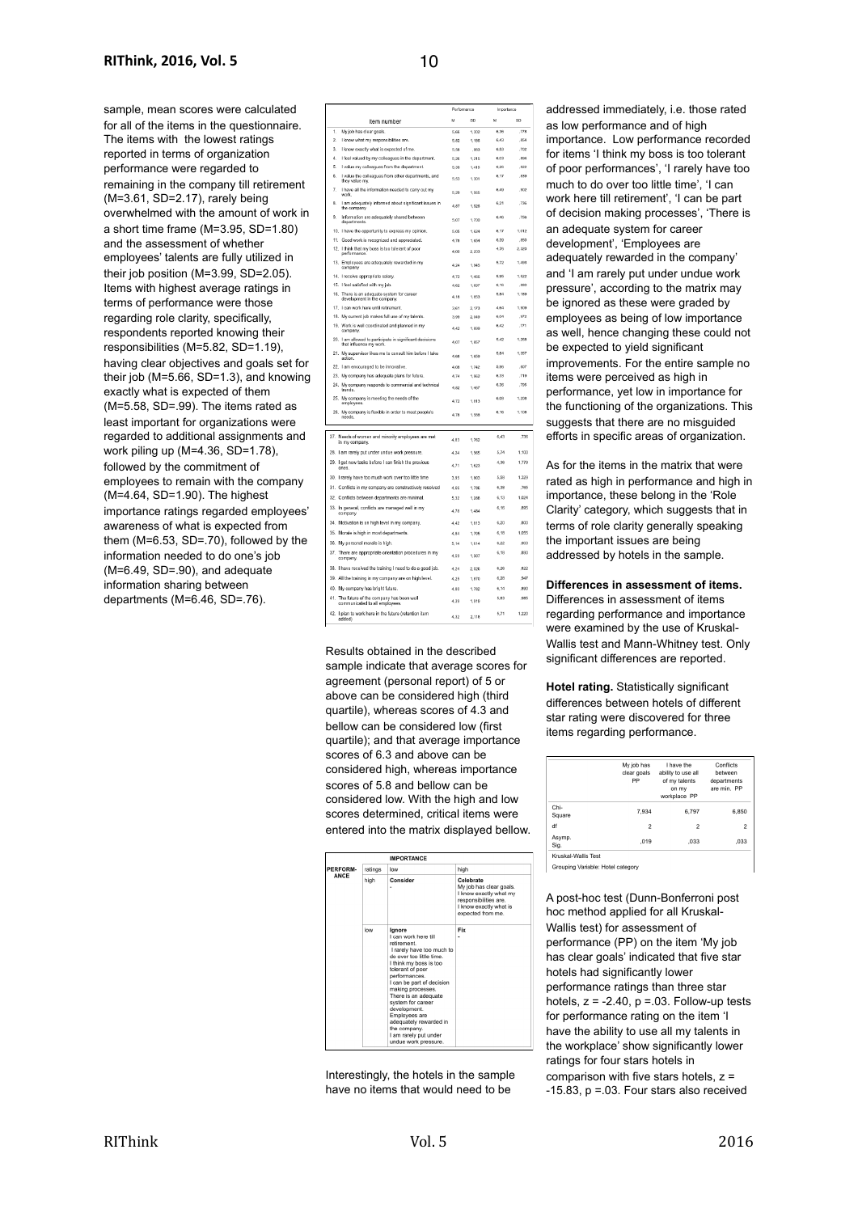sample, mean scores were calculated for all of the items in the questionnaire. The items with the lowest ratings reported in terms of organization performance were regarded to remaining in the company till retirement (M=3.61, SD=2.17), rarely being overwhelmed with the amount of work in a short time frame (M=3.95, SD=1.80) and the assessment of whether employees' talents are fully utilized in their job position (M=3.99, SD=2.05). Items with highest average ratings in terms of performance were those regarding role clarity, specifically, respondents reported knowing their responsibilities (M=5.82, SD=1.19), having clear objectives and goals set for their job (M=5.66, SD=1.3), and knowing exactly what is expected of them (M=5.58, SD=.99). The items rated as least important for organizations were regarded to additional assignments and work piling up (M=4.36, SD=1.78), followed by the commitment of employees to remain with the company (M=4.64, SD=1.90). The highest importance ratings regarded employees' awareness of what is expected from them (M=6.53, SD=.70), followed by the information needed to do one's job (M=6.49, SD=.90), and adequate information sharing between departments (M=6.46, SD=.76).

| Item number | Performance | | Importance | |
|---|---|---|---|---|
| | M | SD | M | SD |
| 1. My job has clear goals. | 5.66 | 1.302 | 6.36 | .778 |
| 2. I know what my responsibilities are. | 5.82 | 1.188 | 6.43 | .854 |
| 3. I know exactly what is expected of me. | 5.58 | .993 | 6.53 | .702 |
| 4. I feel valued by my colleagues in the department. | 5.26 | 1.215 | 6.03 | .898 |
| 5. I value my colleagues from the department. | 5.38 | 1.419 | 6.26 | .923 |
| 6. I value the colleagues from other departments, and they value my. | 5.53 | 1.301 | 6.17 | .889 |
| 7. I have all the information needed to carry out my work. | 5.29 | 1.565 | 6.49 | .902 |
| 8. I am adequately informed about significant issues in the company | 4.87 | 1.526 | 6.21 | .736 |
| 9. Information are adequately shared between departments. | 5.07 | 1.708 | 6.46 | .756 |
| 10. I have the opportunity to express my opinion. | 5.05 | 1.624 | 6.17 | 1.012 |
| 11. Good work is recognized and appreciated. | 4.78 | 1.654 | 6.30 | .850 |
| 12. I think that my boss is too tolerant of poor performance. | 4.00 | 2.203 | 4.70 | 2.029 |
| 13. Employees are adequately rewarded in my company | 4.24 | 1.945 | 5.72 | 1.491 |
| 14. I receive appropriate salary. | 4.72 | 1.465 | 5.95 | 1.122 |
| 15. I feel satisfied with my job. | 4.62 | 1.607 | 6.16 | .993 |
| 16. There is an adequate system for career development in the company. | 4.18 | 1.853 | 5.84 | 1.189 |
| 17. I can work here until retirement. | 3.61 | 2.173 | 4.64 | 1.909 |
| 18. My current job makes full use of my talents. | 3.99 | 2.049 | 6.04 | .972 |
| 19. Work is well coordinated and planned in my company | 4.43 | 1.809 | 6.42 | .771 |
| 20. I am allowed to participate in significant decisions that influence my work. | 4.07 | 1.857 | 5.42 | 1.268 |
| 21. My supervisor likes me to consult him before I take action. | 4.68 | 1.639 | 5.64 | 1.357 |
| 22. I am encouraged to be innovative. | 4.08 | 1.742 | 5.90 | .937 |
| 23. My company has adequate plans for future. | 4.74 | 1.652 | 6.33 | .718 |
| 24. My company responds to commercial and technical trends. | 4.82 | 1.467 | 6.36 | .756 |
| 25. My company is meeting the needs of the employees | 4.72 | 1.613 | 6.09 | 1.209 |
| 26. My company is flexible in order to meet people's needs. | 4.78 | 1.588 | 6.16 | 1.106 |
| 27. Needs of women and minority employees are met in my company. | 4.93 | 1.702 | 6.43 | .730 |
| 28. I am rarely put under undue work pressure. | 4.34 | 1.565 | 5.74 | 1.103 |
| 29. I get new tasks before I can finish the previous ones. | 4.71 | 1.623 | 4.36 | 1.779 |
| 30. I rarely have too much work over too little time. | 3.95 | 1.803 | 5.58 | 1.228 |
| 31. Conflicts in my company are constructively resolved | 4.55 | 1.786 | 6.28 | .765 |
| 32. Conflicts between departments are minimal. | 5.12 | 1.288 | 6.13 | 1.024 |
| 33. In general, conflicts are managed well in my company | 4.78 | 1.484 | 6.16 | .895 |
| 34. Motivation is on high level in my company. | 4.42 | 1.913 | 6.20 | .800 |
| 35. Morale is high in most departments. | 4.84 | 1.706 | 6.18 | 1.055 |
| 36. My personal morale is high. | 5.14 | 1.614 | 6.22 | .903 |
| 37. There are appropriate orientation procedures in my company. | 4.93 | 1.907 | 6.18 | .850 |
| 38. I have received the training I need to do a good job. | 4.24 | 2.026 | 6.26 | .822 |
| 39. All the training in my company are on high level. | 4.25 | 1.870 | 6.28 | .847 |
| 40. My company has bright future. | 4.93 | 1.782 | 6.14 | .890 |
| 41. The future of the company has been well communicated to all employees. | 4.35 | 1.919 | 5.83 | .995 |
| 42. I plan to work here in the future (retention item added) | 4.32 | 2.118 | 5.71 | 1.220 |

Results obtained in the described sample indicate that average scores for agreement (personal report) of 5 or above can be considered high (third quartile), whereas scores of 4.3 and bellow can be considered low (first quartile); and that average importance scores of 6.3 and above can be considered high, whereas importance scores of 5.8 and bellow can be considered low. With the high and low scores determined, critical items were entered into the matrix displayed bellow.

| | | IMPORTANCE | |
|---|---|---|---|
| PERFORMANCE | ratings | low | high |
| | high | **Consider** - | **Celebrate** My job has clear goals. I know exactly what my responsibilities are. I know exactly what is expected from me. |
| | low | **Ignore** I can work here till retirement. I rarely have too much to do over too little time. I think my boss is too tolerant of poor performances. I can be part of decision making processes. There is an adequate system for career development. Employees are adequately rewarded in the company. I am rarely put under undue work pressure. | **Fix** - |

Interestingly, the hotels in the sample have no items that would need to be addressed immediately, i.e. those rated as low performance and of high importance. Low performance recorded for items 'I think my boss is too tolerant of poor performances', 'I rarely have too much to do over too little time', 'I can work here till retirement', 'I can be part of decision making processes', 'There is an adequate system for career development', 'Employees are adequately rewarded in the company' and 'I am rarely put under undue work pressure', according to the matrix may be ignored as these were graded by employees as being of low importance as well, hence changing these could not be expected to yield significant improvements. For the entire sample no items were perceived as high in performance, yet low in importance for the functioning of the organizations. This suggests that there are no misguided efforts in specific areas of organization.

As for the items in the matrix that were rated as high in performance and high in importance, these belong in the 'Role Clarity' category, which suggests that in terms of role clarity generally speaking the important issues are being addressed by hotels in the sample.

**Differences in assessment of items.** Differences in assessment of items regarding performance and importance were examined by the use of Kruskal-Wallis test and Mann-Whitney test. Only significant differences are reported.

**Hotel rating.** Statistically significant differences between hotels of different star rating were discovered for three items regarding performance.

| | My job has clear goals PP | I have the ability to use all of my talents on my workplace PP | Conflicts between departments are min. PP |
|---|---|---|---|
| Chi-Square | 7,934 | 6,797 | 6,850 |
| df | 2 | 2 | 2 |
| Asymp. Sig. | ,019 | ,033 | ,033 |

Kruskal-Wallis Test

Grouping Variable: Hotel category

A post-hoc test (Dunn-Bonferroni post hoc method applied for all Kruskal-Wallis test) for assessment of performance (PP) on the item 'My job has clear goals' indicated that five star hotels had significantly lower performance ratings than three star hotels, $z = -2.40$, $p = .03$. Follow-up tests for performance rating on the item 'I have the ability to use all my talents in the workplace' show significantly lower ratings for four stars hotels in comparison with five stars hotels, $z = -15.83$, $p = .03$. Four stars also received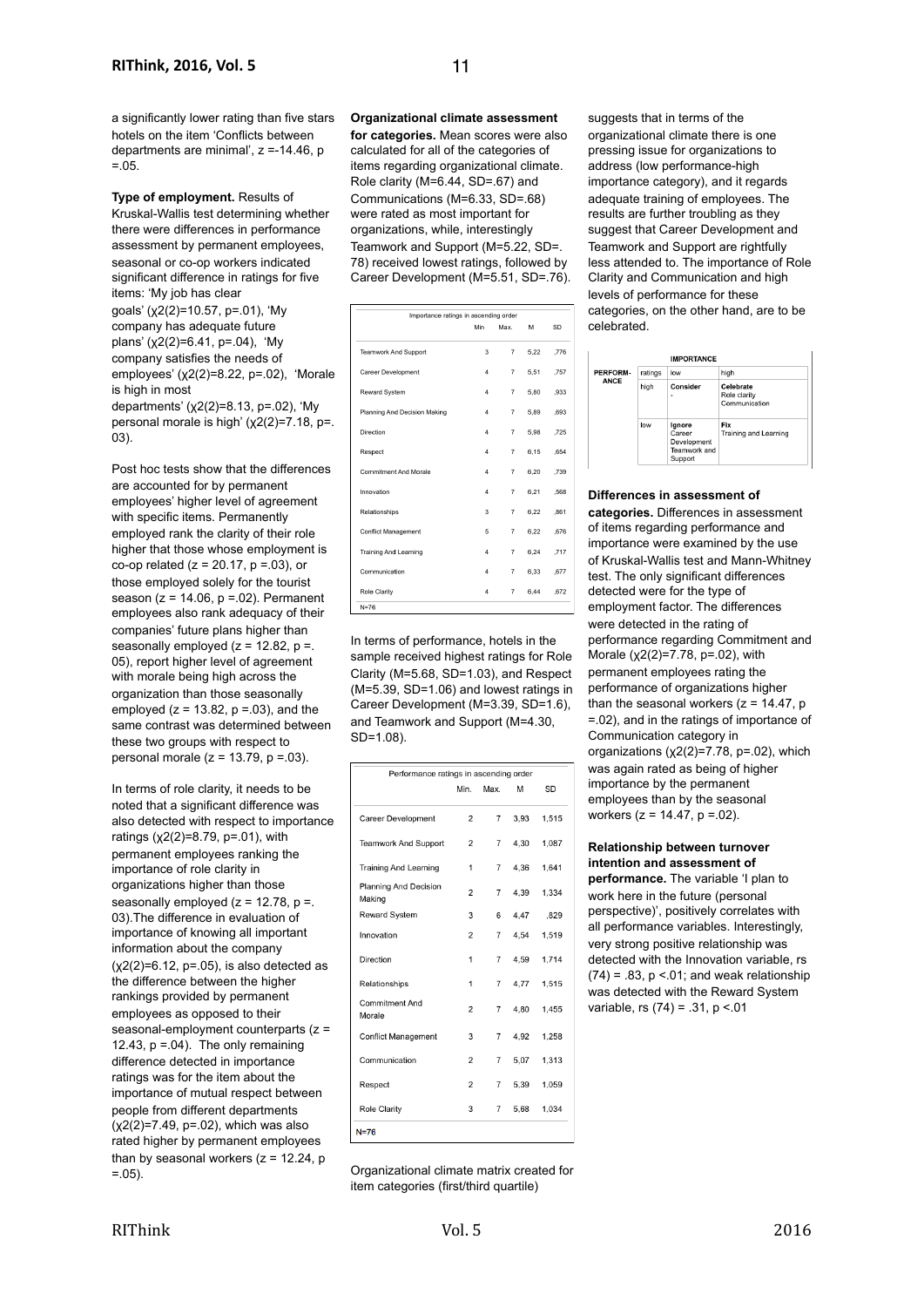a significantly lower rating than five stars hotels on the item 'Conflicts between departments are minimal', $z = -14.46$, $p = .05$.

**Type of employment.** Results of Kruskal-Wallis test determining whether there were differences in performance assessment by permanent employees, seasonal or co-op workers indicated significant difference in ratings for five items: 'My job has clear goals' ($\chi2(2)=10.57$, $p=.01$), 'My company has adequate future plans' ($\chi2(2)=6.41$, $p=.04$), 'My company satisfies the needs of employees' ($\chi2(2)=8.22$, $p=.02$), 'Morale is high in most departments' ($\chi2(2)=8.13$, $p=.02$), 'My personal morale is high' ($\chi2(2)=7.18$, $p=.03$).

Post hoc tests show that the differences are accounted for by permanent employees' higher level of agreement with specific items. Permanently employed rank the clarity of their role higher that those whose employment is co-op related ($z = 20.17$, $p = .03$), or those employed solely for the tourist season ($z = 14.06$, $p = .02$). Permanent employees also rank adequacy of their companies' future plans higher than seasonally employed ($z = 12.82$, $p = .05$), report higher level of agreement with morale being high across the organization than those seasonally employed ($z = 13.82$, $p = .03$), and the same contrast was determined between these two groups with respect to personal morale ($z = 13.79$, $p = .03$).

In terms of role clarity, it needs to be noted that a significant difference was also detected with respect to importance ratings ($\chi2(2)=8.79$, $p=.01$), with permanent employees ranking the importance of role clarity in organizations higher than those seasonally employed ($z = 12.78$, $p = .03$).The difference in evaluation of importance of knowing all important information about the company ($\chi2(2)=6.12$, $p=.05$), is also detected as the difference between the higher rankings provided by permanent employees as opposed to their seasonal-employment counterparts ($z = 12.43$, $p = .04$). The only remaining difference detected in importance ratings was for the item about the importance of mutual respect between people from different departments ($\chi2(2)=7.49$, $p=.02$), which was also rated higher by permanent employees than by seasonal workers ($z = 12.24$, $p = .05$).

**Organizational climate assessment for categories.** Mean scores were also calculated for all of the categories of items regarding organizational climate. Role clarity ($M=6.44$, $SD=.67$) and Communications ($M=6.33$, $SD=.68$) were rated as most important for organizations, while, interestingly Teamwork and Support ($M=5.22$, $SD=.78$) received lowest ratings, followed by Career Development ($M=5.51$, $SD=.76$).

| Importance ratings in ascending order | Min | Max. | M | SD |
|---|---|---|---|---|
| Teamwork And Support | 3 | 7 | 5,22 | ,776 |
| Career Development | 4 | 7 | 5,51 | ,757 |
| Reward System | 4 | 7 | 5,80 | ,933 |
| Planning And Decision Making | 4 | 7 | 5,89 | ,693 |
| Direction | 4 | 7 | 5,98 | ,725 |
| Respect | 4 | 7 | 6,15 | ,654 |
| Commitment And Morale | 4 | 7 | 6,20 | ,739 |
| Innovation | 4 | 7 | 6,21 | ,568 |
| Relationships | 3 | 7 | 6,22 | ,861 |
| Conflict Management | 5 | 7 | 6,22 | ,676 |
| Training And Learning | 4 | 7 | 6,24 | ,717 |
| Communication | 4 | 7 | 6,33 | ,677 |
| Role Clarity | 4 | 7 | 6,44 | ,672 |
| N=76 | | | | |

In terms of performance, hotels in the sample received highest ratings for Role Clarity ($M=5.68$, $SD=1.03$), and Respect ($M=5.39$, $SD=1.06$) and lowest ratings in Career Development ($M=3.39$, $SD=1.6$), and Teamwork and Support ($M=4.30$, $SD=1.08$).

| Performance ratings in ascending order | Min. | Max. | M | SD |
|---|---|---|---|---|
| Career Development | 2 | 7 | 3,93 | 1,515 |
| Teamwork And Support | 2 | 7 | 4,30 | 1,087 |
| Training And Learning | 1 | 7 | 4,36 | 1,641 |
| Planning And Decision Making | 2 | 7 | 4,39 | 1,334 |
| Reward System | 3 | 6 | 4,47 | ,829 |
| Innovation | 2 | 7 | 4,54 | 1,519 |
| Direction | 1 | 7 | 4,59 | 1,714 |
| Relationships | 1 | 7 | 4,77 | 1,515 |
| Commitment And Morale | 2 | 7 | 4,80 | 1,455 |
| Conflict Management | 3 | 7 | 4,92 | 1,258 |
| Communication | 2 | 7 | 5,07 | 1,313 |
| Respect | 2 | 7 | 5,39 | 1,059 |
| Role Clarity | 3 | 7 | 5,68 | 1,034 |
| N=76 | | | | |

Organizational climate matrix created for item categories (first/third quartile) suggests that in terms of the organizational climate there is one pressing issue for organizations to address (low performance-high importance category), and it regards adequate training of employees. The results are further troubling as they suggest that Career Development and Teamwork and Support are rightfully less attended to. The importance of Role Clarity and Communication and high levels of performance for these categories, on the other hand, are to be celebrated.

| | | IMPORTANCE | |
|---|---|---|---|
| PERFORMANCE | ratings | low | high |
| | high | **Consider** - | **Celebrate** Role clarity Communication |
| | low | **Ignore** Career Development Teamwork and Support | **Fix** Training and Learning |

**Differences in assessment of categories.** Differences in assessment of items regarding performance and importance were examined by the use of Kruskal-Wallis test and Mann-Whitney test. The only significant differences detected were for the type of employment factor. The differences were detected in the rating of performance regarding Commitment and Morale ($\chi2(2)=7.78$, $p=.02$), with permanent employees rating the performance of organizations higher than the seasonal workers ($z = 14.47$, $p = .02$), and in the ratings of importance of Communication category in organizations ($\chi2(2)=7.78$, $p=.02$), which was again rated as being of higher importance by the permanent employees than by the seasonal workers ($z = 14.47$, $p = .02$).

**Relationship between turnover intention and assessment of performance.** The variable 'I plan to work here in the future (personal perspective)', positively correlates with all performance variables. Interestingly, very strong positive relationship was detected with the Innovation variable, $r_s(74) = .83$, $p < .01$; and weak relationship was detected with the Reward System variable, $r_s(74) = .31$, $p < .01$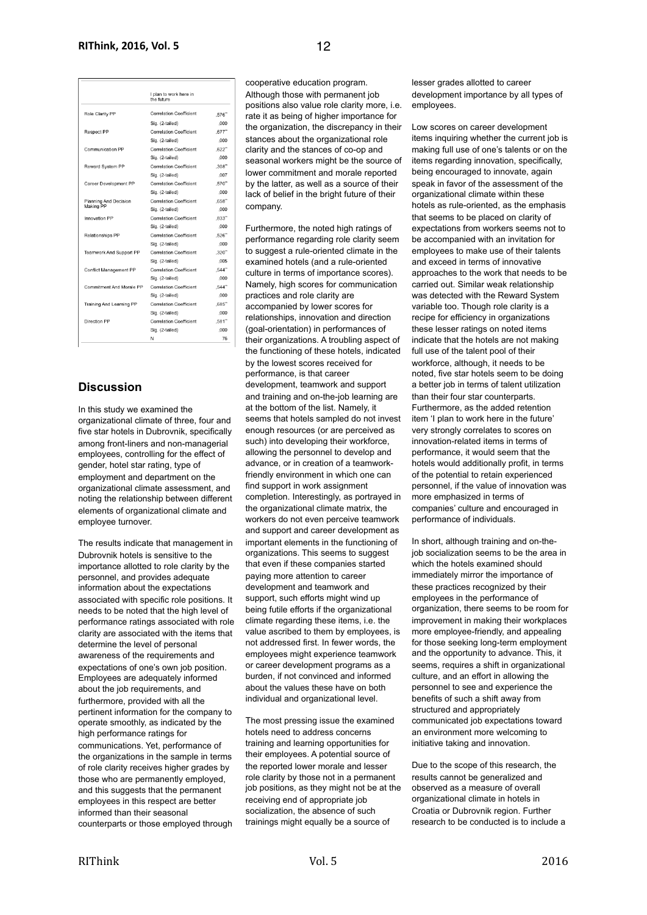| | | I plan to work here in the future |
|---|---|---|
| Role Clarity PP | Correlation Coefficient | ,576** |
| | Sig. (2-tailed) | ,000 |
| Respect PP | Correlation Coefficient | ,677** |
| | Sig. (2-tailed) | ,000 |
| Communication PP | Correlation Coefficient | ,622** |
| | Sig. (2-tailed) | ,000 |
| Reward System PP | Correlation Coefficient | ,308** |
| | Sig. (2-tailed) | ,007 |
| Career Development PP | Correlation Coefficient | ,570** |
| | Sig. (2-tailed) | ,000 |
| Planning And Decision Making PP | Correlation Coefficient | ,658** |
| | Sig. (2-tailed) | ,000 |
| Innovation PP | Correlation Coefficient | ,833** |
| | Sig. (2-tailed) | ,000 |
| Relationships PP | Correlation Coefficient | ,526** |
| | Sig. (2-tailed) | ,000 |
| Teamwork And Support PP | Correlation Coefficient | ,320** |
| | Sig. (2-tailed) | ,005 |
| Conflict Management PP | Correlation Coefficient | ,544** |
| | Sig. (2-tailed) | ,000 |
| Commitment And Morale PP | Correlation Coefficient | ,544** |
| | Sig. (2-tailed) | ,000 |
| Training And Learning PP | Correlation Coefficient | ,685** |
| | Sig. (2-tailed) | ,000 |
| Direction PP | Correlation Coefficient | ,581** |
| | Sig. (2-tailed) | ,000 |
| | N | 76 |

## Discussion

In this study we examined the organizational climate of three, four and five star hotels in Dubrovnik, specifically among front-liners and non-managerial employees, controlling for the effect of gender, hotel star rating, type of employment and department on the organizational climate assessment, and noting the relationship between different elements of organizational climate and employee turnover.

The results indicate that management in Dubrovnik hotels is sensitive to the importance allotted to role clarity by the personnel, and provides adequate information about the expectations associated with specific role positions. It needs to be noted that the high level of performance ratings associated with role clarity are associated with the items that determine the level of personal awareness of the requirements and expectations of one's own job position. Employees are adequately informed about the job requirements, and furthermore, provided with all the pertinent information for the company to operate smoothly, as indicated by the high performance ratings for communications. Yet, performance of the organizations in the sample in terms of role clarity receives higher grades by those who are permanently employed, and this suggests that the permanent employees in this respect are better informed than their seasonal counterparts or those employed through cooperative education program. Although those with permanent job positions also value role clarity more, i.e. rate it as being of higher importance for the organization, the discrepancy in their stances about the organizational role clarity and the stances of co-op and seasonal workers might be the source of lower commitment and morale reported by the latter, as well as a source of their lack of belief in the bright future of their company.

Furthermore, the noted high ratings of performance regarding role clarity seem to suggest a rule-oriented climate in the examined hotels (and a rule-oriented culture in terms of importance scores). Namely, high scores for communication practices and role clarity are accompanied by lower scores for relationships, innovation and direction (goal-orientation) in performances of their organizations. A troubling aspect of the functioning of these hotels, indicated by the lowest scores received for performance, is that career development, teamwork and support and training and on-the-job learning are at the bottom of the list. Namely, it seems that hotels sampled do not invest enough resources (or are perceived as such) into developing their workforce, allowing the personnel to develop and advance, or in creation of a teamwork-friendly environment in which one can find support in work assignment completion. Interestingly, as portrayed in the organizational climate matrix, the workers do not even perceive teamwork and support and career development as important elements in the functioning of organizations. This seems to suggest that even if these companies started paying more attention to career development and teamwork and support, such efforts might wind up being futile efforts if the organizational climate regarding these items, i.e. the value ascribed to them by employees, is not addressed first. In fewer words, the employees might experience teamwork or career development programs as a burden, if not convinced and informed about the values these have on both individual and organizational level.

The most pressing issue the examined hotels need to address concerns training and learning opportunities for their employees. A potential source of the reported lower morale and lesser role clarity by those not in a permanent job positions, as they might not be at the receiving end of appropriate job socialization, the absence of such trainings might equally be a source of lesser grades allotted to career development importance by all types of employees.

Low scores on career development items inquiring whether the current job is making full use of one's talents or on the items regarding innovation, specifically, being encouraged to innovate, again speak in favor of the assessment of the organizational climate within these hotels as rule-oriented, as the emphasis that seems to be placed on clarity of expectations from workers seems not to be accompanied with an invitation for employees to make use of their talents and exceed in terms of innovative approaches to the work that needs to be carried out. Similar weak relationship was detected with the Reward System variable too. Though role clarity is a recipe for efficiency in organizations these lesser ratings on noted items indicate that the hotels are not making full use of the talent pool of their workforce, although, it needs to be noted, five star hotels seem to be doing a better job in terms of talent utilization than their four star counterparts. Furthermore, as the added retention item 'I plan to work here in the future' very strongly correlates to scores on innovation-related items in terms of performance, it would seem that the hotels would additionally profit, in terms of the potential to retain experienced personnel, if the value of innovation was more emphasized in terms of companies' culture and encouraged in performance of individuals.

In short, although training and on-the-job socialization seems to be the area in which the hotels examined should immediately mirror the importance of these practices recognized by their employees in the performance of organization, there seems to be room for improvement in making their workplaces more employee-friendly, and appealing for those seeking long-term employment and the opportunity to advance. This, it seems, requires a shift in organizational culture, and an effort in allowing the personnel to see and experience the benefits of such a shift away from structured and appropriately communicated job expectations toward an environment more welcoming to initiative taking and innovation.

Due to the scope of this research, the results cannot be generalized and observed as a measure of overall organizational climate in hotels in Croatia or Dubrovnik region. Further research to be conducted is to include a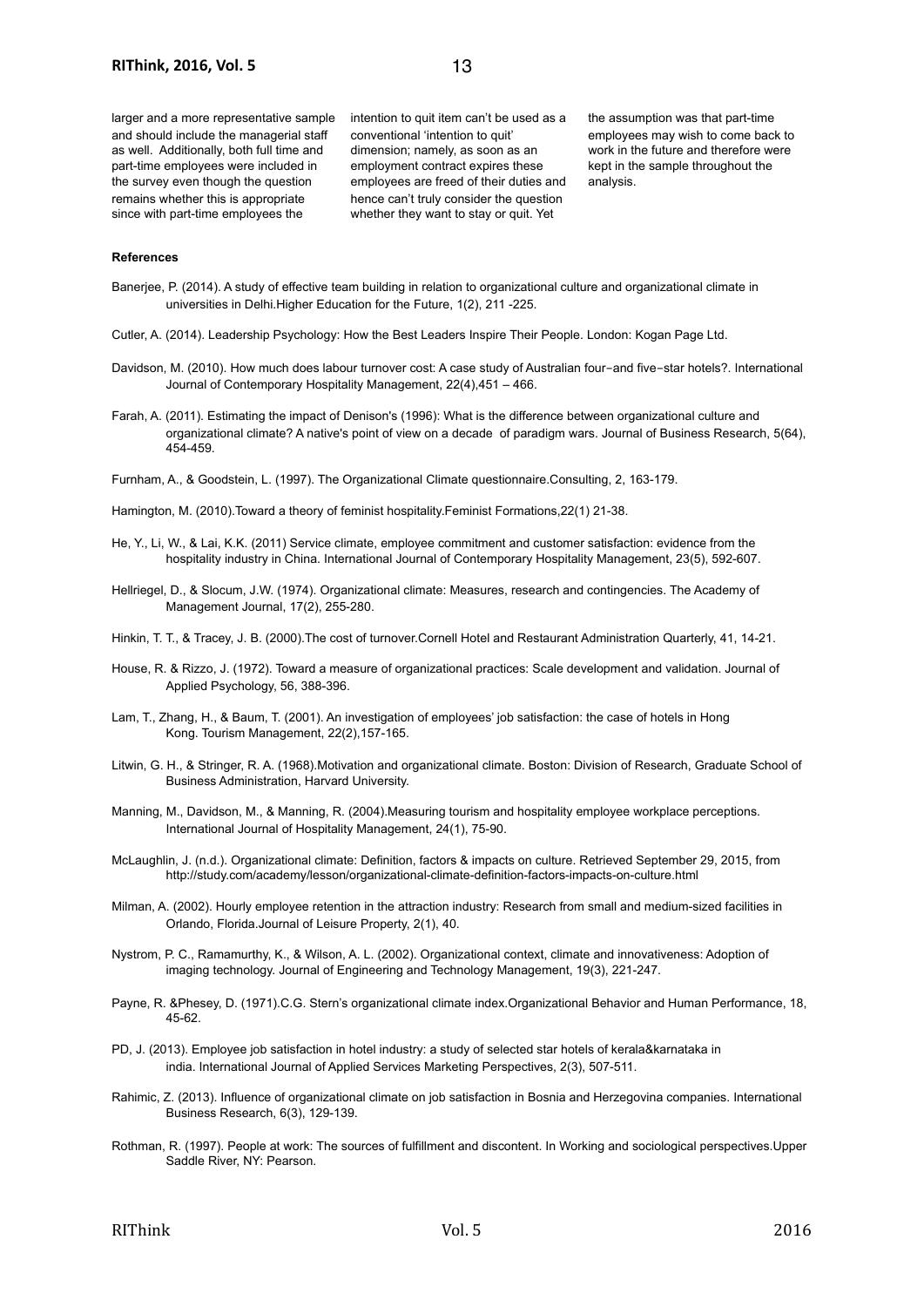larger and a more representative sample and should include the managerial staff as well. Additionally, both full time and part-time employees were included in the survey even though the question remains whether this is appropriate since with part-time employees the intention to quit item can't be used as a conventional 'intention to quit' dimension; namely, as soon as an employment contract expires these employees are freed of their duties and hence can't truly consider the question whether they want to stay or quit. Yet the assumption was that part-time employees may wish to come back to work in the future and therefore were kept in the sample throughout the analysis.

**References**

Banerjee, P. (2014). A study of effective team building in relation to organizational culture and organizational climate in universities in Delhi.Higher Education for the Future, 1(2), 211 -225.

Cutler, A. (2014). Leadership Psychology: How the Best Leaders Inspire Their People. London: Kogan Page Ltd.

Davidson, M. (2010). How much does labour turnover cost: A case study of Australian four-and five-star hotels?. International Journal of Contemporary Hospitality Management, 22(4),451 – 466.

Farah, A. (2011). Estimating the impact of Denison's (1996): What is the difference between organizational culture and organizational climate? A native's point of view on a decade of paradigm wars. Journal of Business Research, 5(64), 454-459.

Furnham, A., & Goodstein, L. (1997). The Organizational Climate questionnaire.Consulting, 2, 163-179.

Hamington, M. (2010).Toward a theory of feminist hospitality.Feminist Formations,22(1) 21-38.

He, Y., Li, W., & Lai, K.K. (2011) Service climate, employee commitment and customer satisfaction: evidence from the hospitality industry in China. International Journal of Contemporary Hospitality Management, 23(5), 592-607.

Hellriegel, D., & Slocum, J.W. (1974). Organizational climate: Measures, research and contingencies. The Academy of Management Journal, 17(2), 255-280.

Hinkin, T. T., & Tracey, J. B. (2000).The cost of turnover.Cornell Hotel and Restaurant Administration Quarterly, 41, 14-21.

House, R. & Rizzo, J. (1972). Toward a measure of organizational practices: Scale development and validation. Journal of Applied Psychology, 56, 388-396.

Lam, T., Zhang, H., & Baum, T. (2001). An investigation of employees' job satisfaction: the case of hotels in Hong Kong. Tourism Management, 22(2),157-165.

Litwin, G. H., & Stringer, R. A. (1968).Motivation and organizational climate. Boston: Division of Research, Graduate School of Business Administration, Harvard University.

Manning, M., Davidson, M., & Manning, R. (2004).Measuring tourism and hospitality employee workplace perceptions. International Journal of Hospitality Management, 24(1), 75-90.

McLaughlin, J. (n.d.). Organizational climate: Definition, factors & impacts on culture. Retrieved September 29, 2015, from http://study.com/academy/lesson/organizational-climate-definition-factors-impacts-on-culture.html

Milman, A. (2002). Hourly employee retention in the attraction industry: Research from small and medium-sized facilities in Orlando, Florida.Journal of Leisure Property, 2(1), 40.

Nystrom, P. C., Ramamurthy, K., & Wilson, A. L. (2002). Organizational context, climate and innovativeness: Adoption of imaging technology. Journal of Engineering and Technology Management, 19(3), 221-247.

Payne, R. &Phesey, D. (1971).C.G. Stern's organizational climate index.Organizational Behavior and Human Performance, 18, 45-62.

PD, J. (2013). Employee job satisfaction in hotel industry: a study of selected star hotels of kerala&karnataka in india. International Journal of Applied Services Marketing Perspectives, 2(3), 507-511.

Rahimic, Z. (2013). Influence of organizational climate on job satisfaction in Bosnia and Herzegovina companies. International Business Research, 6(3), 129-139.

Rothman, R. (1997). People at work: The sources of fulfillment and discontent. In Working and sociological perspectives.Upper Saddle River, NY: Pearson.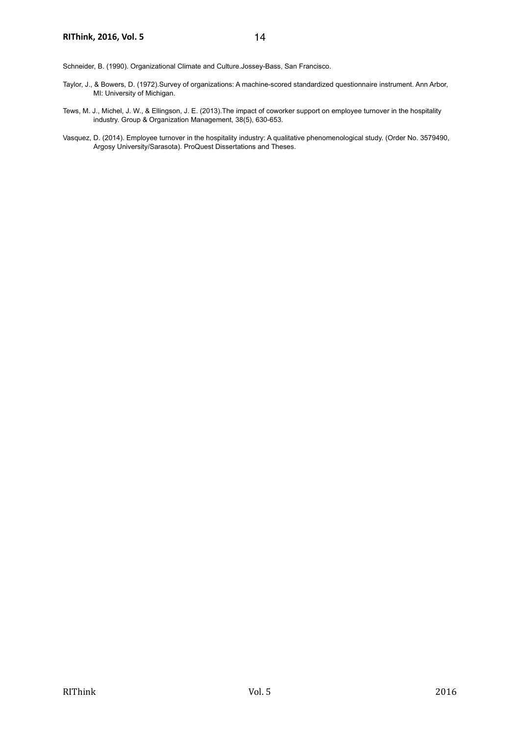Schneider, B. (1990). Organizational Climate and Culture.Jossey-Bass, San Francisco.

Taylor, J., & Bowers, D. (1972).Survey of organizations: A machine-scored standardized questionnaire instrument. Ann Arbor, MI: University of Michigan.

Tews, M. J., Michel, J. W., & Ellingson, J. E. (2013).The impact of coworker support on employee turnover in the hospitality industry. Group & Organization Management, 38(5), 630-653.

Vasquez, D. (2014). Employee turnover in the hospitality industry: A qualitative phenomenological study. (Order No. 3579490, Argosy University/Sarasota). ProQuest Dissertations and Theses.